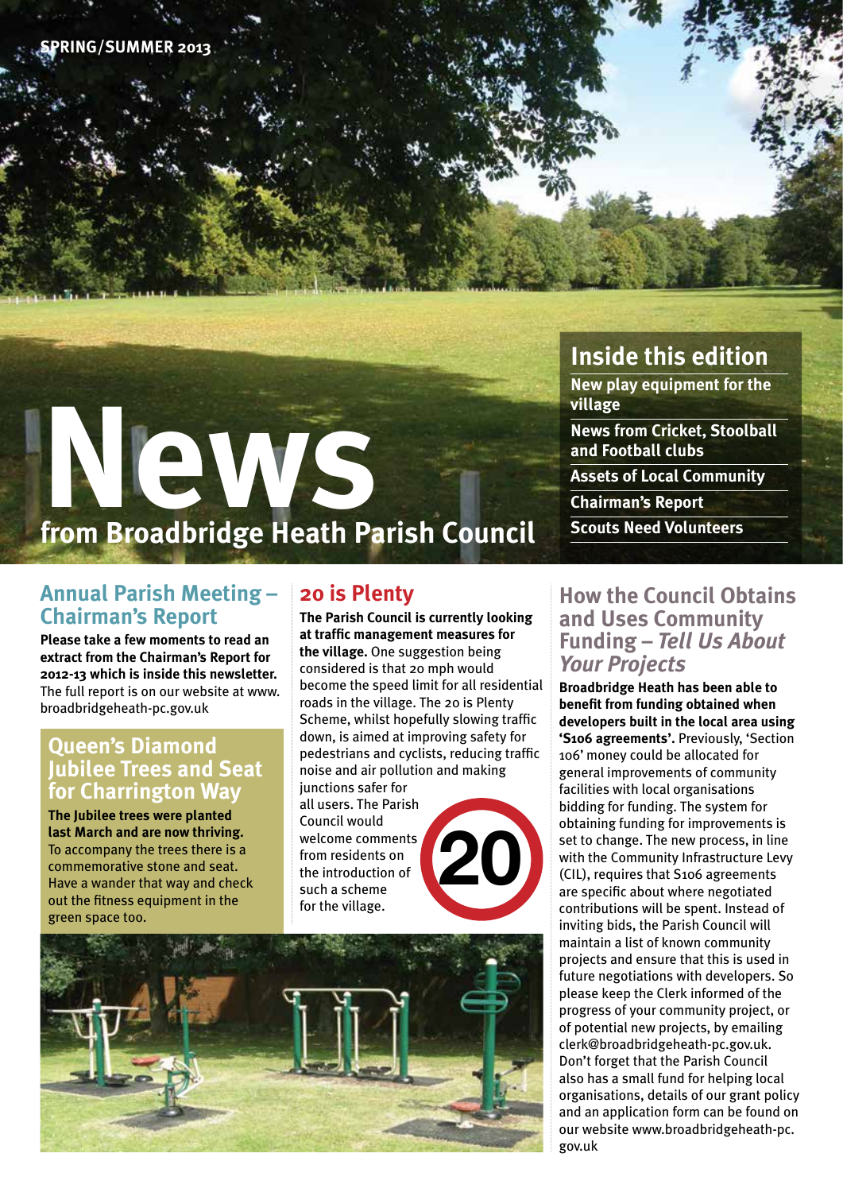SPRING/SUMMER 2013

# News from Broadbridge Heath Parish Council

## Inside this edition

- New play equipment for the village
- News from Cricket, Stoolball and Football clubs
- Assets of Local Community
- Chairman's Report
- Scouts Need Volunteers

## Annual Parish Meeting – Chairman's Report

**Please take a few moments to read an extract from the Chairman's Report for 2012-13 which is inside this newsletter.** The full report is on our website at www.broadbridgeheath-pc.gov.uk

## Queen's Diamond Jubilee Trees and Seat for Charrington Way

**The Jubilee trees were planted last March and are now thriving.** To accompany the trees there is a commemorative stone and seat. Have a wander that way and check out the fitness equipment in the green space too.

## 20 is Plenty

**The Parish Council is currently looking at traffic management measures for the village.** One suggestion being considered is that 20 mph would become the speed limit for all residential roads in the village. The 20 is Plenty Scheme, whilst hopefully slowing traffic down, is aimed at improving safety for pedestrians and cyclists, reducing traffic noise and air pollution and making junctions safer for all users. The Parish Council would welcome comments from residents on the introduction of such a scheme for the village.

## How the Council Obtains and Uses Community Funding – *Tell Us About Your Projects*

**Broadbridge Heath has been able to benefit from funding obtained when developers built in the local area using 'S106 agreements'.** Previously, 'Section 106' money could be allocated for general improvements of community facilities with local organisations bidding for funding. The system for obtaining funding for improvements is set to change. The new process, in line with the Community Infrastructure Levy (CIL), requires that S106 agreements are specific about where negotiated contributions will be spent. Instead of inviting bids, the Parish Council will maintain a list of known community projects and ensure that this is used in future negotiations with developers. So please keep the Clerk informed of the progress of your community project, or of potential new projects, by emailing clerk@broadbridgeheath-pc.gov.uk. Don't forget that the Parish Council also has a small fund for helping local organisations, details of our grant policy and an application form can be found on our website www.broadbridgeheath-pc.gov.uk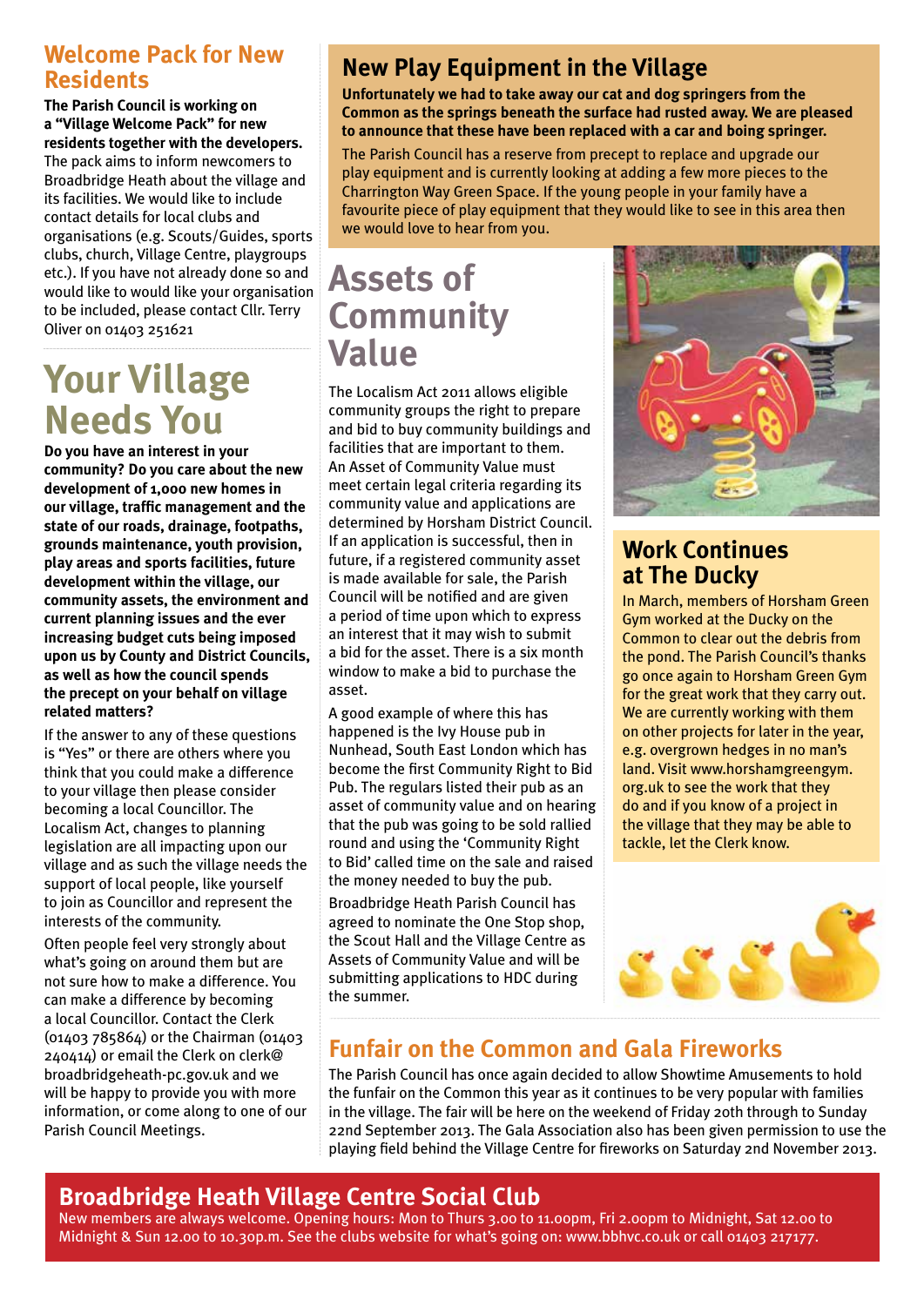## Welcome Pack for New Residents

**The Parish Council is working on a "Village Welcome Pack" for new residents together with the developers.** The pack aims to inform newcomers to Broadbridge Heath about the village and its facilities. We would like to include contact details for local clubs and organisations (e.g. Scouts/Guides, sports clubs, church, Village Centre, playgroups etc.). If you have not already done so and would like to would like your organisation to be included, please contact Cllr. Terry Oliver on 01403 251621

# Your Village Needs You

**Do you have an interest in your community? Do you care about the new development of 1,000 new homes in our village, traffic management and the state of our roads, drainage, footpaths, grounds maintenance, youth provision, play areas and sports facilities, future development within the village, our community assets, the environment and current planning issues and the ever increasing budget cuts being imposed upon us by County and District Councils, as well as how the council spends the precept on your behalf on village related matters?**

If the answer to any of these questions is "Yes" or there are others where you think that you could make a difference to your village then please consider becoming a local Councillor. The Localism Act, changes to planning legislation are all impacting upon our village and as such the village needs the support of local people, like yourself to join as Councillor and represent the interests of the community.

Often people feel very strongly about what's going on around them but are not sure how to make a difference. You can make a difference by becoming a local Councillor. Contact the Clerk (01403 785864) or the Chairman (01403 240414) or email the Clerk on clerk@broadbridgeheath-pc.gov.uk and we will be happy to provide you with more information, or come along to one of our Parish Council Meetings.

## New Play Equipment in the Village

**Unfortunately we had to take away our cat and dog springers from the Common as the springs beneath the surface had rusted away. We are pleased to announce that these have been replaced with a car and boing springer.**

The Parish Council has a reserve from precept to replace and upgrade our play equipment and is currently looking at adding a few more pieces to the Charrington Way Green Space. If the young people in your family have a favourite piece of play equipment that they would like to see in this area then we would love to hear from you.

# Assets of Community Value

The Localism Act 2011 allows eligible community groups the right to prepare and bid to buy community buildings and facilities that are important to them. An Asset of Community Value must meet certain legal criteria regarding its community value and applications are determined by Horsham District Council. If an application is successful, then in future, if a registered community asset is made available for sale, the Parish Council will be notified and are given a period of time upon which to express an interest that it may wish to submit a bid for the asset. There is a six month window to make a bid to purchase the asset.

A good example of where this has happened is the Ivy House pub in Nunhead, South East London which has become the first Community Right to Bid Pub. The regulars listed their pub as an asset of community value and on hearing that the pub was going to be sold rallied round and using the 'Community Right to Bid' called time on the sale and raised the money needed to buy the pub.

Broadbridge Heath Parish Council has agreed to nominate the One Stop shop, the Scout Hall and the Village Centre as Assets of Community Value and will be submitting applications to HDC during the summer.

## Work Continues at The Ducky

In March, members of Horsham Green Gym worked at the Ducky on the Common to clear out the debris from the pond. The Parish Council's thanks go once again to Horsham Green Gym for the great work that they carry out. We are currently working with them on other projects for later in the year, e.g. overgrown hedges in no man's land. Visit www.horshamgreengym.org.uk to see the work that they do and if you know of a project in the village that they may be able to tackle, let the Clerk know.

## Funfair on the Common and Gala Fireworks

The Parish Council has once again decided to allow Showtime Amusements to hold the funfair on the Common this year as it continues to be very popular with families in the village. The fair will be here on the weekend of Friday 20th through to Sunday 22nd September 2013. The Gala Association also has been given permission to use the playing field behind the Village Centre for fireworks on Saturday 2nd November 2013.

## Broadbridge Heath Village Centre Social Club

New members are always welcome. Opening hours: Mon to Thurs 3.00 to 11.00pm, Fri 2.00pm to Midnight, Sat 12.00 to Midnight & Sun 12.00 to 10.30p.m. See the clubs website for what's going on: www.bbhvc.co.uk or call 01403 217177.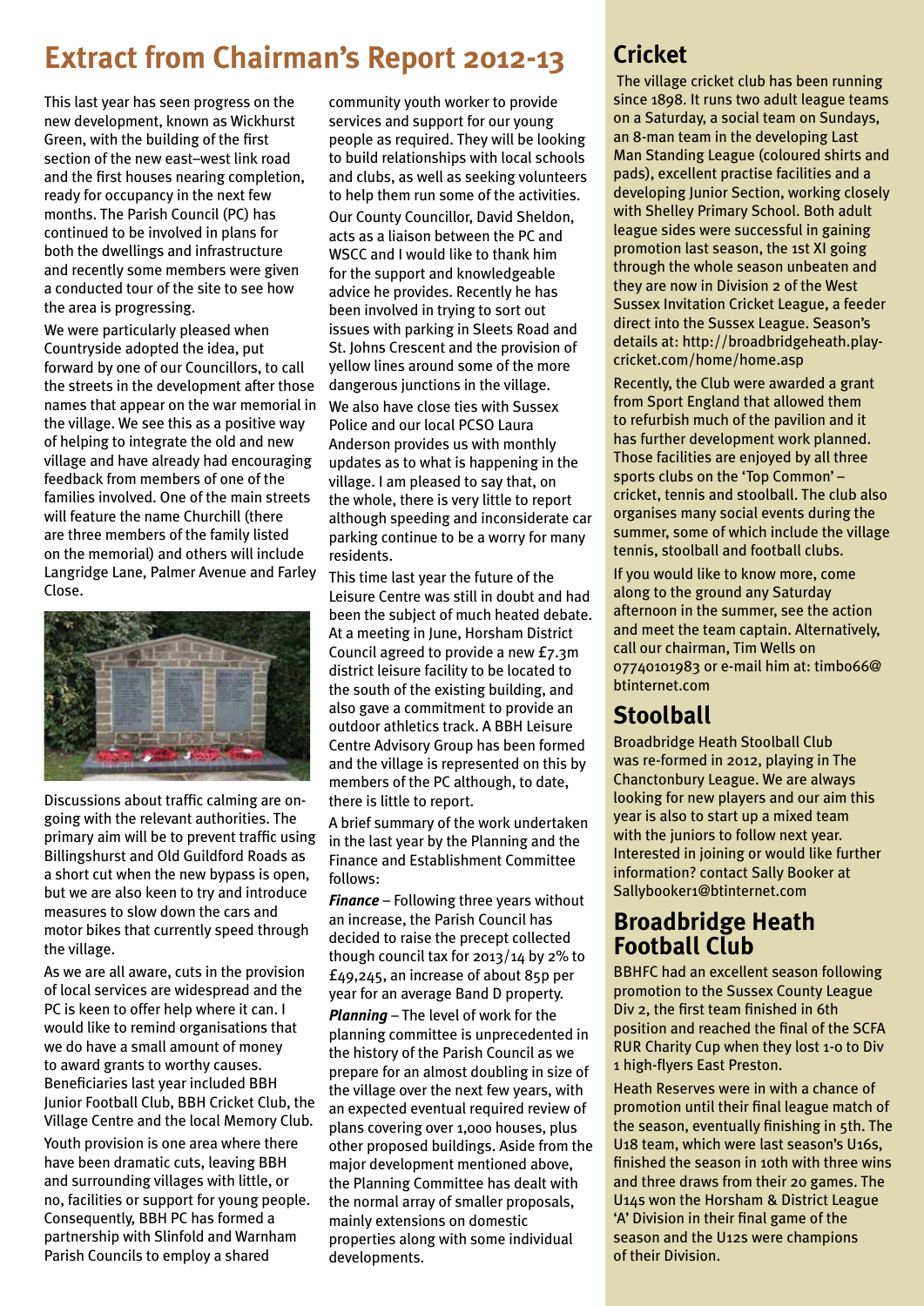# Extract from Chairman's Report 2012-13

This last year has seen progress on the new development, known as Wickhurst Green, with the building of the first section of the new east–west link road and the first houses nearing completion, ready for occupancy in the next few months. The Parish Council (PC) has continued to be involved in plans for both the dwellings and infrastructure and recently some members were given a conducted tour of the site to see how the area is progressing.

We were particularly pleased when Countryside adopted the idea, put forward by one of our Councillors, to call the streets in the development after those names that appear on the war memorial in the village. We see this as a positive way of helping to integrate the old and new village and have already had encouraging feedback from members of one of the families involved. One of the main streets will feature the name Churchill (there are three members of the family listed on the memorial) and others will include Langridge Lane, Palmer Avenue and Farley Close.

Discussions about traffic calming are on-going with the relevant authorities. The primary aim will be to prevent traffic using Billingshurst and Old Guildford Roads as a short cut when the new bypass is open, but we are also keen to try and introduce measures to slow down the cars and motor bikes that currently speed through the village.

As we are all aware, cuts in the provision of local services are widespread and the PC is keen to offer help where it can. I would like to remind organisations that we do have a small amount of money to award grants to worthy causes. Beneficiaries last year included BBH Junior Football Club, BBH Cricket Club, the Village Centre and the local Memory Club.

Youth provision is one area where there have been dramatic cuts, leaving BBH and surrounding villages with little, or no, facilities or support for young people. Consequently, BBH PC has formed a partnership with Slinfold and Warnham Parish Councils to employ a shared community youth worker to provide services and support for our young people as required. They will be looking to build relationships with local schools and clubs, as well as seeking volunteers to help them run some of the activities.

Our County Councillor, David Sheldon, acts as a liaison between the PC and WSCC and I would like to thank him for the support and knowledgeable advice he provides. Recently he has been involved in trying to sort out issues with parking in Sleets Road and St. Johns Crescent and the provision of yellow lines around some of the more dangerous junctions in the village.

We also have close ties with Sussex Police and our local PCSO Laura Anderson provides us with monthly updates as to what is happening in the village. I am pleased to say that, on the whole, there is very little to report although speeding and inconsiderate car parking continue to be a worry for many residents.

This time last year the future of the Leisure Centre was still in doubt and had been the subject of much heated debate. At a meeting in June, Horsham District Council agreed to provide a new £7.3m district leisure facility to be located to the south of the existing building, and also gave a commitment to provide an outdoor athletics track. A BBH Leisure Centre Advisory Group has been formed and the village is represented on this by members of the PC although, to date, there is little to report.

A brief summary of the work undertaken in the last year by the Planning and the Finance and Establishment Committee follows:

***Finance*** – Following three years without an increase, the Parish Council has decided to raise the precept collected though council tax for 2013/14 by 2% to £49,245, an increase of about 85p per year for an average Band D property.

***Planning*** – The level of work for the planning committee is unprecedented in the history of the Parish Council as we prepare for an almost doubling in size of the village over the next few years, with an expected eventual required review of plans covering over 1,000 houses, plus other proposed buildings. Aside from the major development mentioned above, the Planning Committee has dealt with the normal array of smaller proposals, mainly extensions on domestic properties along with some individual developments.

## Cricket

The village cricket club has been running since 1898. It runs two adult league teams on a Saturday, a social team on Sundays, an 8-man team in the developing Last Man Standing League (coloured shirts and pads), excellent practise facilities and a developing Junior Section, working closely with Shelley Primary School. Both adult league sides were successful in gaining promotion last season, the 1st XI going through the whole season unbeaten and they are now in Division 2 of the West Sussex Invitation Cricket League, a feeder direct into the Sussex League. Season's details at: http://broadbridgeheath.play-cricket.com/home/home.asp

Recently, the Club were awarded a grant from Sport England that allowed them to refurbish much of the pavilion and it has further development work planned. Those facilities are enjoyed by all three sports clubs on the 'Top Common' – cricket, tennis and stoolball. The club also organises many social events during the summer, some of which include the village tennis, stoolball and football clubs.

If you would like to know more, come along to the ground any Saturday afternoon in the summer, see the action and meet the team captain. Alternatively, call our chairman, Tim Wells on 07740101983 or e-mail him at: timbo66@btinternet.com

## Stoolball

Broadbridge Heath Stoolball Club was re-formed in 2012, playing in The Chanctonbury League. We are always looking for new players and our aim this year is also to start up a mixed team with the juniors to follow next year. Interested in joining or would like further information? contact Sally Booker at Sallybooker1@btinternet.com

## Broadbridge Heath Football Club

BBHFC had an excellent season following promotion to the Sussex County League Div 2, the first team finished in 6th position and reached the final of the SCFA RUR Charity Cup when they lost 1-0 to Div 1 high-flyers East Preston.

Heath Reserves were in with a chance of promotion until their final league match of the season, eventually finishing in 5th. The U18 team, which were last season's U16s, finished the season in 10th with three wins and three draws from their 20 games. The U14s won the Horsham & District League 'A' Division in their final game of the season and the U12s were champions of their Division.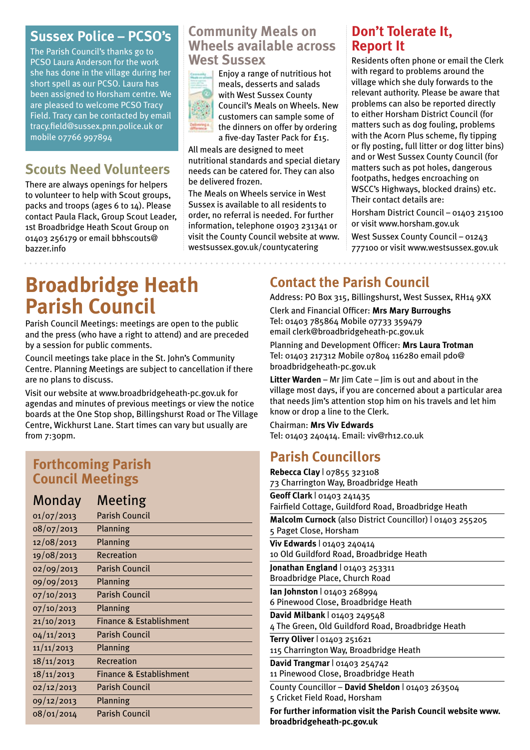## Sussex Police – PCSO's

The Parish Council's thanks go to PCSO Laura Anderson for the work she has done in the village during her short spell as our PCSO. Laura has been assigned to Horsham centre. We are pleased to welcome PCSO Tracy Field. Tracy can be contacted by email tracy.field@sussex.pnn.police.uk or mobile 07766 997894

## Scouts Need Volunteers

There are always openings for helpers to volunteer to help with Scout groups, packs and troops (ages 6 to 14). Please contact Paula Flack, Group Scout Leader, 1st Broadbridge Heath Scout Group on 01403 256179 or email bbhscouts@bazzer.info

## Community Meals on Wheels available across West Sussex

Enjoy a range of nutritious hot meals, desserts and salads with West Sussex County Council's Meals on Wheels. New customers can sample some of the dinners on offer by ordering a five-day Taster Pack for £15.

All meals are designed to meet nutritional standards and special dietary needs can be catered for. They can also be delivered frozen.

The Meals on Wheels service in West Sussex is available to all residents to order, no referral is needed. For further information, telephone 01903 231341 or visit the County Council website at www.westsussex.gov.uk/countycatering

## Don't Tolerate It, Report It

Residents often phone or email the Clerk with regard to problems around the village which she duly forwards to the relevant authority. Please be aware that problems can also be reported directly to either Horsham District Council (for matters such as dog fouling, problems with the Acorn Plus scheme, fly tipping or fly posting, full litter or dog litter bins) and or West Sussex County Council (for matters such as pot holes, dangerous footpaths, hedges encroaching on WSCC's Highways, blocked drains) etc. Their contact details are:

Horsham District Council – 01403 215100 or visit www.horsham.gov.uk

West Sussex County Council – 01243 777100 or visit www.westsussex.gov.uk

# Broadbridge Heath Parish Council

Parish Council Meetings: meetings are open to the public and the press (who have a right to attend) and are preceded by a session for public comments.

Council meetings take place in the St. John's Community Centre. Planning Meetings are subject to cancellation if there are no plans to discuss.

Visit our website at www.broadbridgeheath-pc.gov.uk for agendas and minutes of previous meetings or view the notice boards at the One Stop shop, Billingshurst Road or The Village Centre, Wickhurst Lane. Start times can vary but usually are from 7:30pm.

## Forthcoming Parish Council Meetings

| Monday | Meeting |
|---|---|
| 01/07/2013 | Parish Council |
| 08/07/2013 | Planning |
| 12/08/2013 | Planning |
| 19/08/2013 | Recreation |
| 02/09/2013 | Parish Council |
| 09/09/2013 | Planning |
| 07/10/2013 | Parish Council |
| 07/10/2013 | Planning |
| 21/10/2013 | Finance & Establishment |
| 04/11/2013 | Parish Council |
| 11/11/2013 | Planning |
| 18/11/2013 | Recreation |
| 18/11/2013 | Finance & Establishment |
| 02/12/2013 | Parish Council |
| 09/12/2013 | Planning |
| 08/01/2014 | Parish Council |

## Contact the Parish Council

Address: PO Box 315, Billingshurst, West Sussex, RH14 9XX

Clerk and Financial Officer: **Mrs Mary Burroughs**
Tel: 01403 785864 Mobile 07733 359479
email clerk@broadbridgeheath-pc.gov.uk

Planning and Development Officer: **Mrs Laura Trotman**
Tel: 01403 217312 Mobile 07804 116280 email pdo@broadbridgeheath-pc.gov.uk

**Litter Warden** – Mr Jim Cate – Jim is out and about in the village most days, if you are concerned about a particular area that needs Jim's attention stop him on his travels and let him know or drop a line to the Clerk.

Chairman: **Mrs Viv Edwards**
Tel: 01403 240414. Email: viv@rh12.co.uk

## Parish Councillors

**Rebecca Clay** | 07855 323108
73 Charrington Way, Broadbridge Heath

**Geoff Clark** | 01403 241435
Fairfield Cottage, Guildford Road, Broadbridge Heath

**Malcolm Curnock** (also District Councillor) | 01403 255205
5 Paget Close, Horsham

**Viv Edwards** | 01403 240414
10 Old Guildford Road, Broadbridge Heath

**Jonathan England** | 01403 253311
Broadbridge Place, Church Road

**Ian Johnston** | 01403 268994
6 Pinewood Close, Broadbridge Heath

**David Milbank** | 01403 249548
4 The Green, Old Guildford Road, Broadbridge Heath

**Terry Oliver** | 01403 251621
115 Charrington Way, Broadbridge Heath

**David Trangmar** | 01403 254742
11 Pinewood Close, Broadbridge Heath

County Councillor – **David Sheldon** | 01403 263504
5 Cricket Field Road, Horsham

**For further information visit the Parish Council website www.broadbridgeheath-pc.gov.uk**